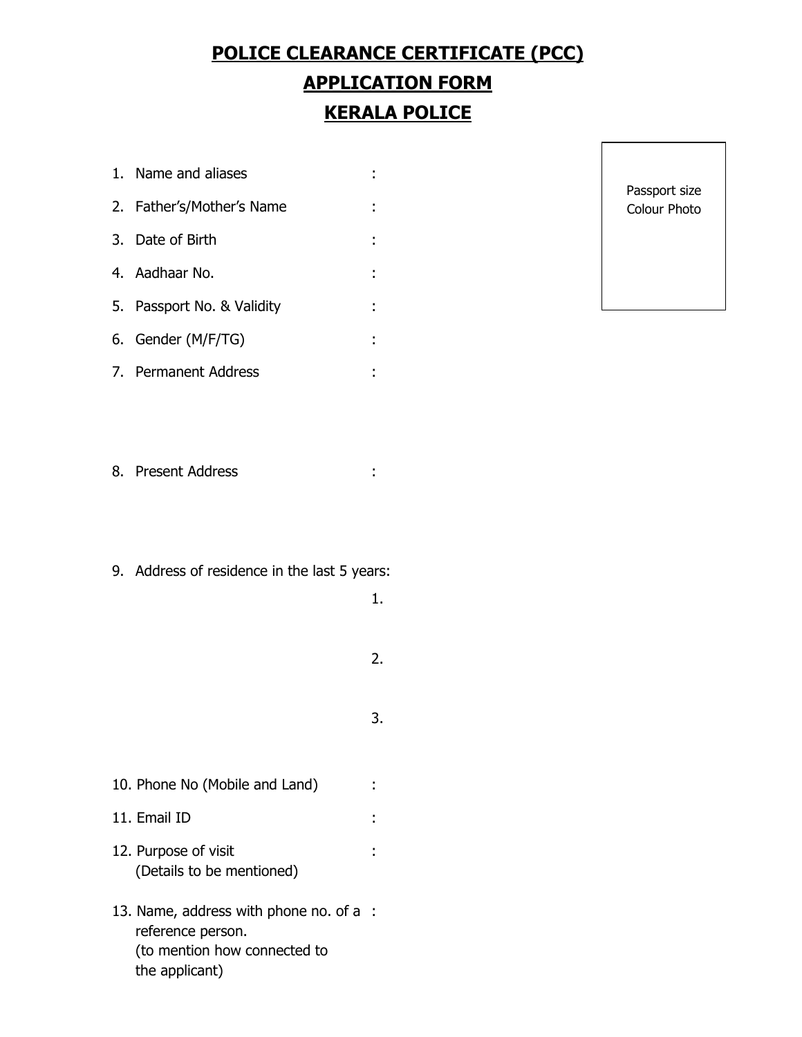# POLICE CLEARANCE CERTIFICATE (PCC)

# APPLICATION FORM

# KERALA POLICE

Passport size Colour Photo

1. Name and aliases :
2. Father's/Mother's Name :
3. Date of Birth :
4. Aadhaar No. :
5. Passport No. & Validity :
6. Gender (M/F/TG) :
7. Permanent Address :

8. Present Address :

9. Address of residence in the last 5 years:

   1.

   2.

   3.

10. Phone No (Mobile and Land) :
11. Email ID :
12. Purpose of visit (Details to be mentioned) :
13. Name, address with phone no. of a reference person. (to mention how connected to the applicant) :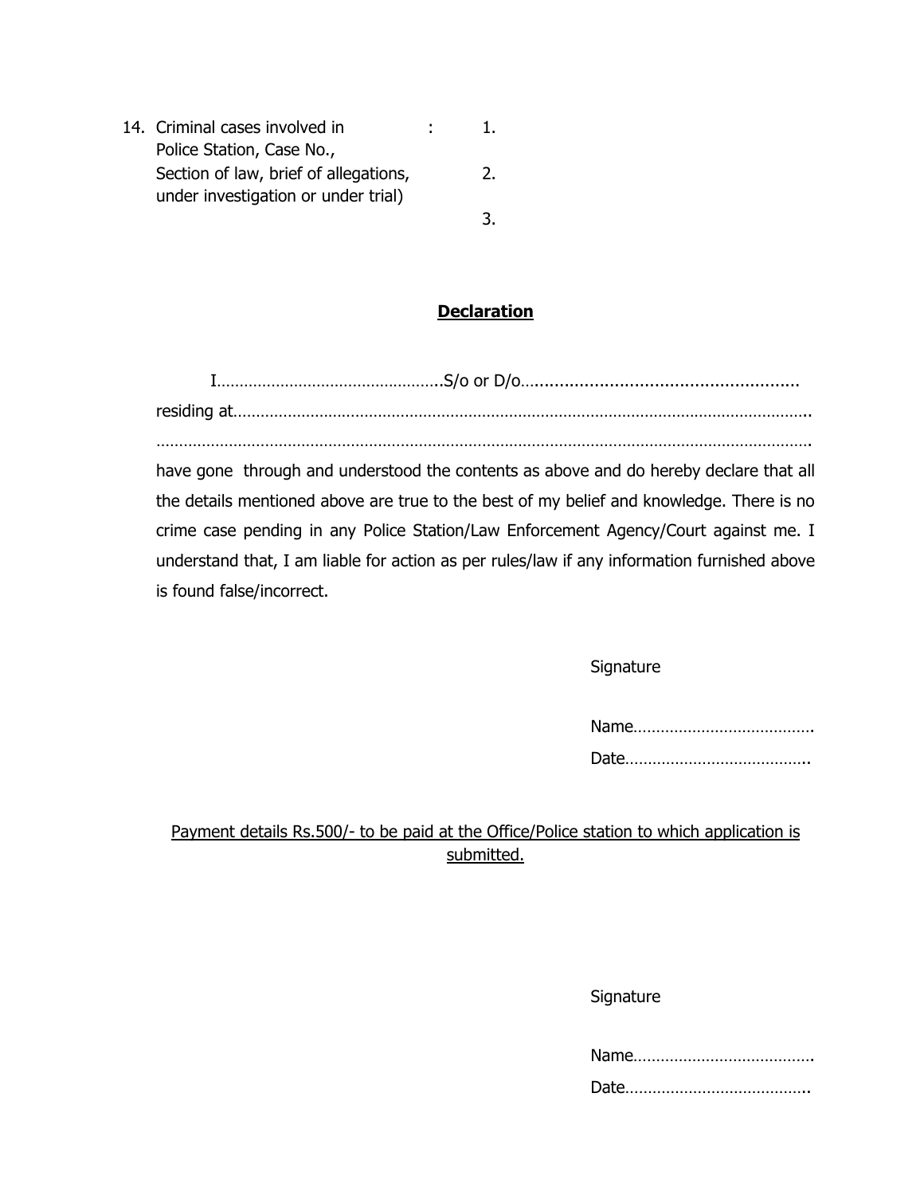14. Criminal cases involved in Police Station, Case No., Section of law, brief of allegations, under investigation or under trial) : 1.

    2.

    3.

## Declaration

I…………………………………………..S/o or D/o……………………………………………….. residing at……………………………………………………………………………………………………………..

……………………………………………………………………………………………………………………………….

have gone through and understood the contents as above and do hereby declare that all the details mentioned above are true to the best of my belief and knowledge. There is no crime case pending in any Police Station/Law Enforcement Agency/Court against me. I understand that, I am liable for action as per rules/law if any information furnished above is found false/incorrect.

Signature

Name…………………………………

Date…………………………………..

Payment details Rs.500/- to be paid at the Office/Police station to which application is submitted.

Signature

Name…………………………………

Date…………………………………..